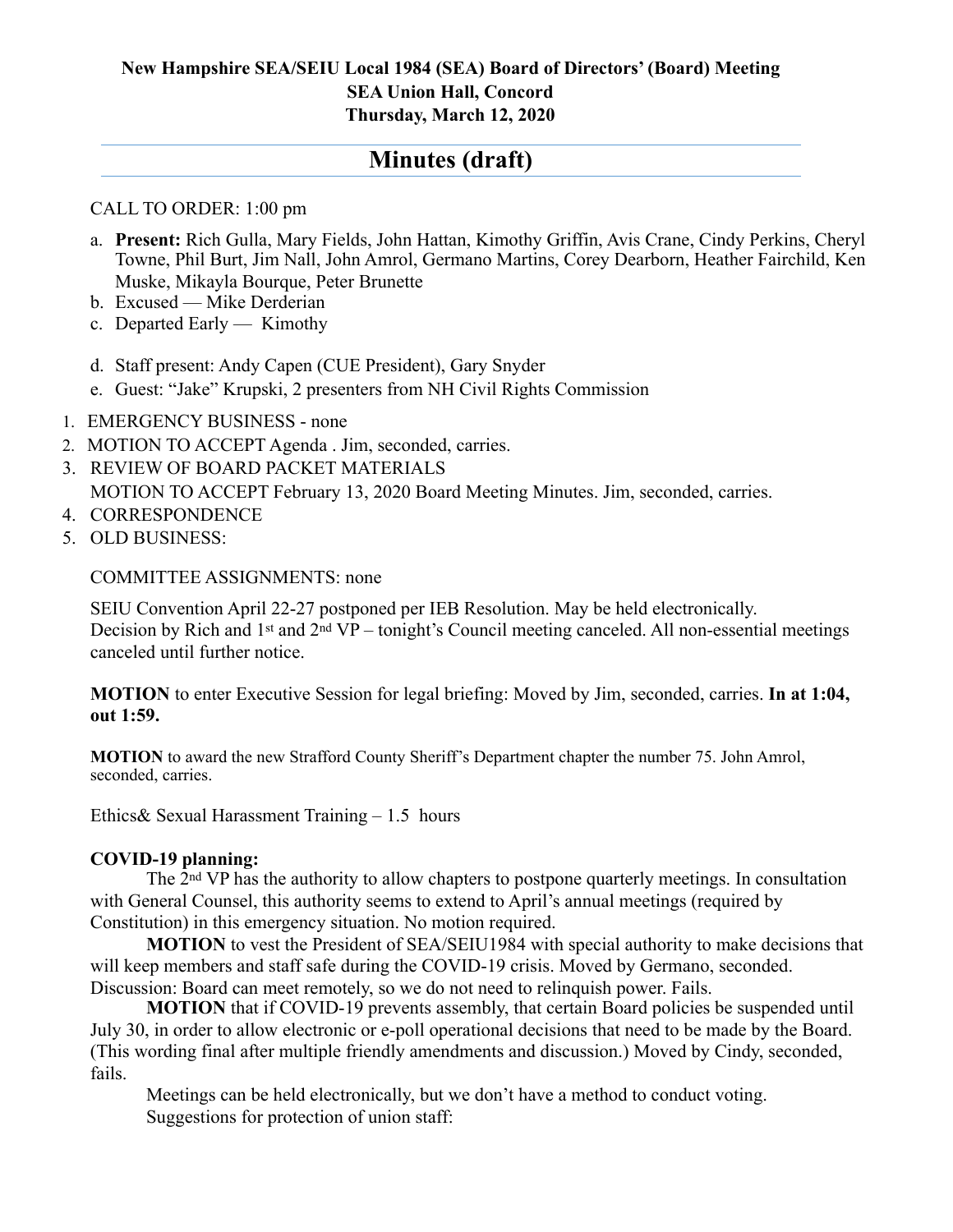**New Hampshire SEA/SEIU Local 1984 (SEA) Board of Directors' (Board) Meeting**
**SEA Union Hall, Concord**
**Thursday, March 12, 2020**

# Minutes (draft)

CALL TO ORDER: 1:00 pm

a. **Present:** Rich Gulla, Mary Fields, John Hattan, Kimothy Griffin, Avis Crane, Cindy Perkins, Cheryl Towne, Phil Burt, Jim Nall, John Amrol, Germano Martins, Corey Dearborn, Heather Fairchild, Ken Muske, Mikayla Bourque, Peter Brunette
b. Excused — Mike Derderian
c. Departed Early — Kimothy

d. Staff present: Andy Capen (CUE President), Gary Snyder
e. Guest: "Jake" Krupski, 2 presenters from NH Civil Rights Commission

1. EMERGENCY BUSINESS - none
2. MOTION TO ACCEPT Agenda . Jim, seconded, carries.
3. REVIEW OF BOARD PACKET MATERIALS
   MOTION TO ACCEPT February 13, 2020 Board Meeting Minutes. Jim, seconded, carries.
4. CORRESPONDENCE
5. OLD BUSINESS:

COMMITTEE ASSIGNMENTS: none

SEIU Convention April 22-27 postponed per IEB Resolution. May be held electronically.
Decision by Rich and 1st and 2nd VP – tonight's Council meeting canceled. All non-essential meetings canceled until further notice.

**MOTION** to enter Executive Session for legal briefing: Moved by Jim, seconded, carries. **In at 1:04, out 1:59.**

**MOTION** to award the new Strafford County Sheriff's Department chapter the number 75. John Amrol, seconded, carries.

Ethics& Sexual Harassment Training – 1.5 hours

**COVID-19 planning:**

The 2nd VP has the authority to allow chapters to postpone quarterly meetings. In consultation with General Counsel, this authority seems to extend to April's annual meetings (required by Constitution) in this emergency situation. No motion required.

**MOTION** to vest the President of SEA/SEIU1984 with special authority to make decisions that will keep members and staff safe during the COVID-19 crisis. Moved by Germano, seconded. Discussion: Board can meet remotely, so we do not need to relinquish power. Fails.

**MOTION** that if COVID-19 prevents assembly, that certain Board policies be suspended until July 30, in order to allow electronic or e-poll operational decisions that need to be made by the Board. (This wording final after multiple friendly amendments and discussion.) Moved by Cindy, seconded, fails.

Meetings can be held electronically, but we don't have a method to conduct voting.

Suggestions for protection of union staff: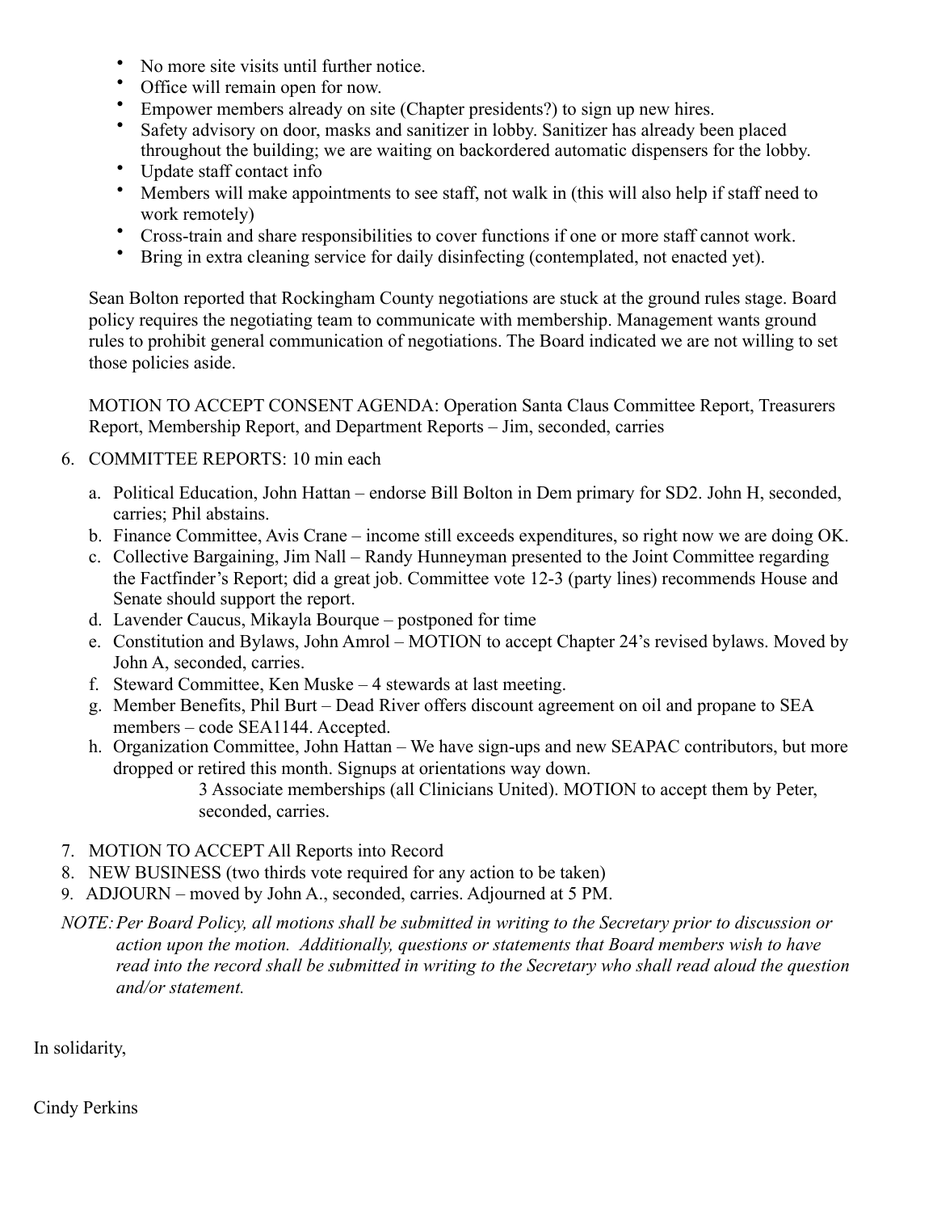- No more site visits until further notice.
- Office will remain open for now.
- Empower members already on site (Chapter presidents?) to sign up new hires.
- Safety advisory on door, masks and sanitizer in lobby. Sanitizer has already been placed throughout the building; we are waiting on backordered automatic dispensers for the lobby.
- Update staff contact info
- Members will make appointments to see staff, not walk in (this will also help if staff need to work remotely)
- Cross-train and share responsibilities to cover functions if one or more staff cannot work.
- Bring in extra cleaning service for daily disinfecting (contemplated, not enacted yet).

Sean Bolton reported that Rockingham County negotiations are stuck at the ground rules stage. Board policy requires the negotiating team to communicate with membership. Management wants ground rules to prohibit general communication of negotiations. The Board indicated we are not willing to set those policies aside.

MOTION TO ACCEPT CONSENT AGENDA: Operation Santa Claus Committee Report, Treasurers Report, Membership Report, and Department Reports – Jim, seconded, carries

6. COMMITTEE REPORTS: 10 min each
   a. Political Education, John Hattan – endorse Bill Bolton in Dem primary for SD2. John H, seconded, carries; Phil abstains.
   b. Finance Committee, Avis Crane – income still exceeds expenditures, so right now we are doing OK.
   c. Collective Bargaining, Jim Nall – Randy Hunneyman presented to the Joint Committee regarding the Factfinder's Report; did a great job. Committee vote 12-3 (party lines) recommends House and Senate should support the report.
   d. Lavender Caucus, Mikayla Bourque – postponed for time
   e. Constitution and Bylaws, John Amrol – MOTION to accept Chapter 24's revised bylaws. Moved by John A, seconded, carries.
   f. Steward Committee, Ken Muske – 4 stewards at last meeting.
   g. Member Benefits, Phil Burt – Dead River offers discount agreement on oil and propane to SEA members – code SEA1144. Accepted.
   h. Organization Committee, John Hattan – We have sign-ups and new SEAPAC contributors, but more dropped or retired this month. Signups at orientations way down.

      3 Associate memberships (all Clinicians United). MOTION to accept them by Peter, seconded, carries.

7. MOTION TO ACCEPT All Reports into Record
8. NEW BUSINESS (two thirds vote required for any action to be taken)
9. ADJOURN – moved by John A., seconded, carries. Adjourned at 5 PM.

*NOTE: Per Board Policy, all motions shall be submitted in writing to the Secretary prior to discussion or action upon the motion. Additionally, questions or statements that Board members wish to have read into the record shall be submitted in writing to the Secretary who shall read aloud the question and/or statement.*

In solidarity,

Cindy Perkins